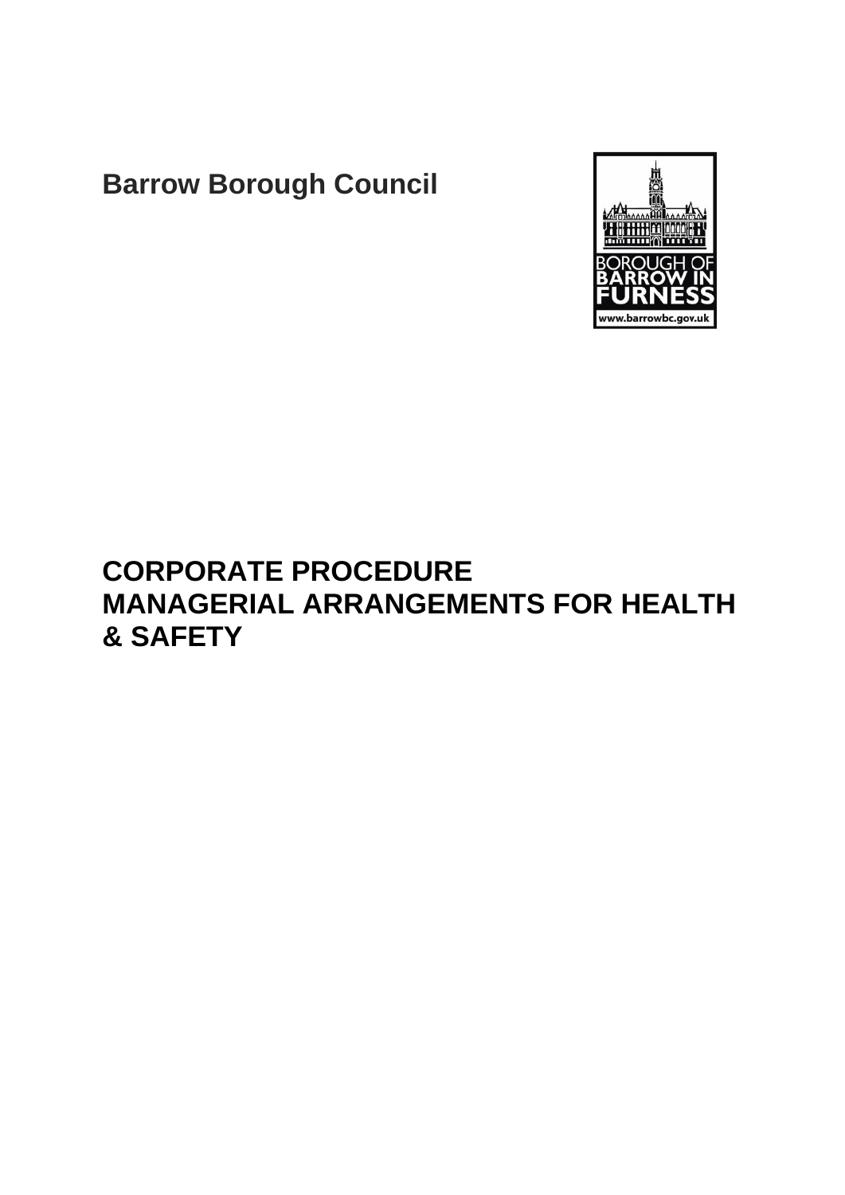**Barrow Borough Council**

# CORPORATE PROCEDURE
# MANAGERIAL ARRANGEMENTS FOR HEALTH & SAFETY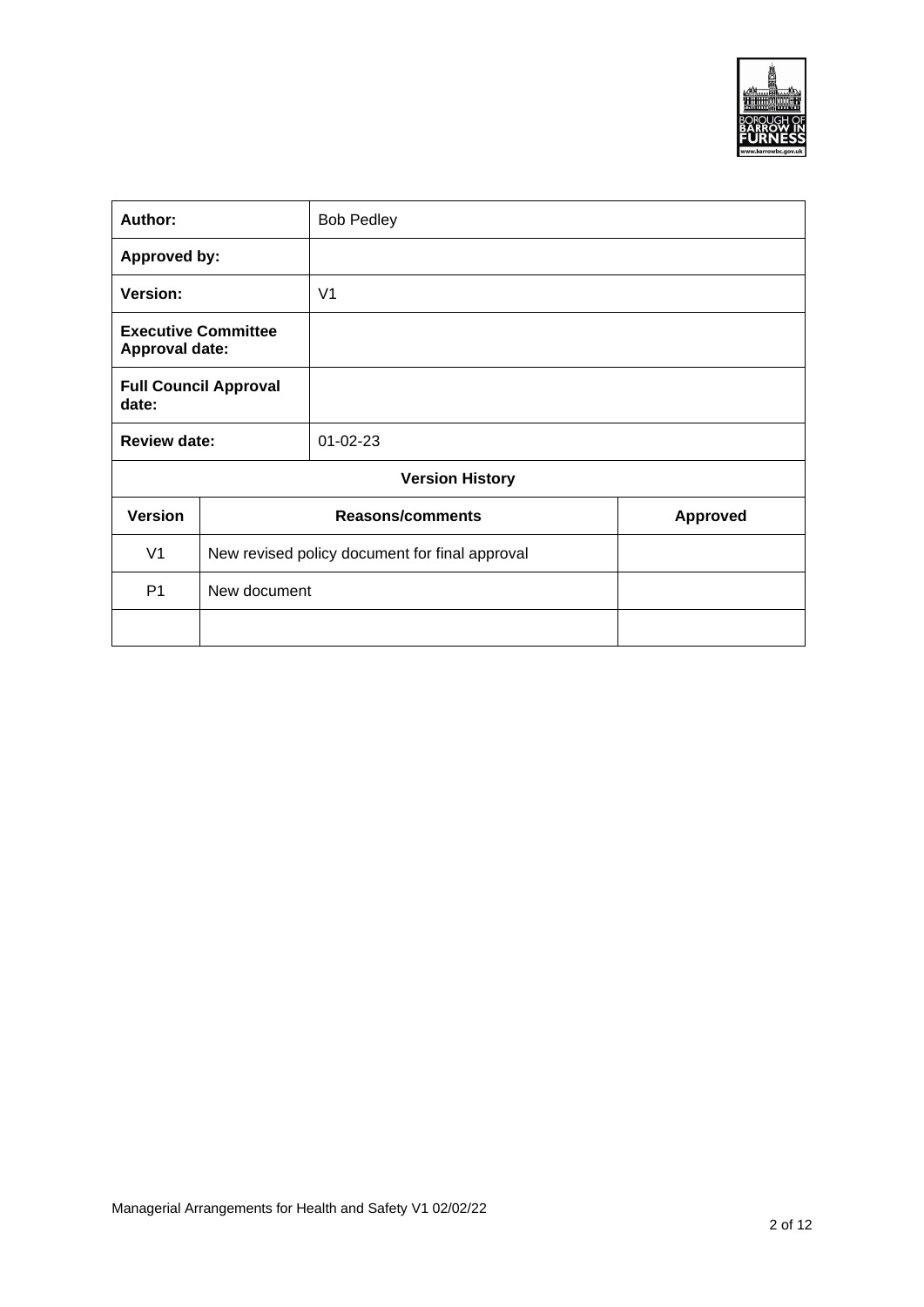| Author: | Bob Pedley | |
|---|---|---|
| **Approved by:** | | |
| **Version:** | V1 | |
| **Executive Committee Approval date:** | | |
| **Full Council Approval date:** | | |
| **Review date:** | 01-02-23 | |
| **Version History** | | |
| **Version** | **Reasons/comments** | **Approved** |
| V1 | New revised policy document for final approval | |
| P1 | New document | |
| | | |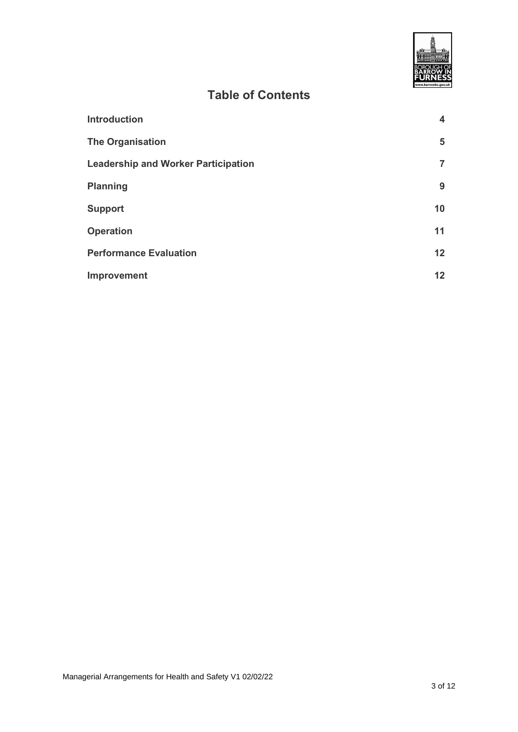## Table of Contents

| | |
|---|---|
| **Introduction** | **4** |
| **The Organisation** | **5** |
| **Leadership and Worker Participation** | **7** |
| **Planning** | **9** |
| **Support** | **10** |
| **Operation** | **11** |
| **Performance Evaluation** | **12** |
| **Improvement** | **12** |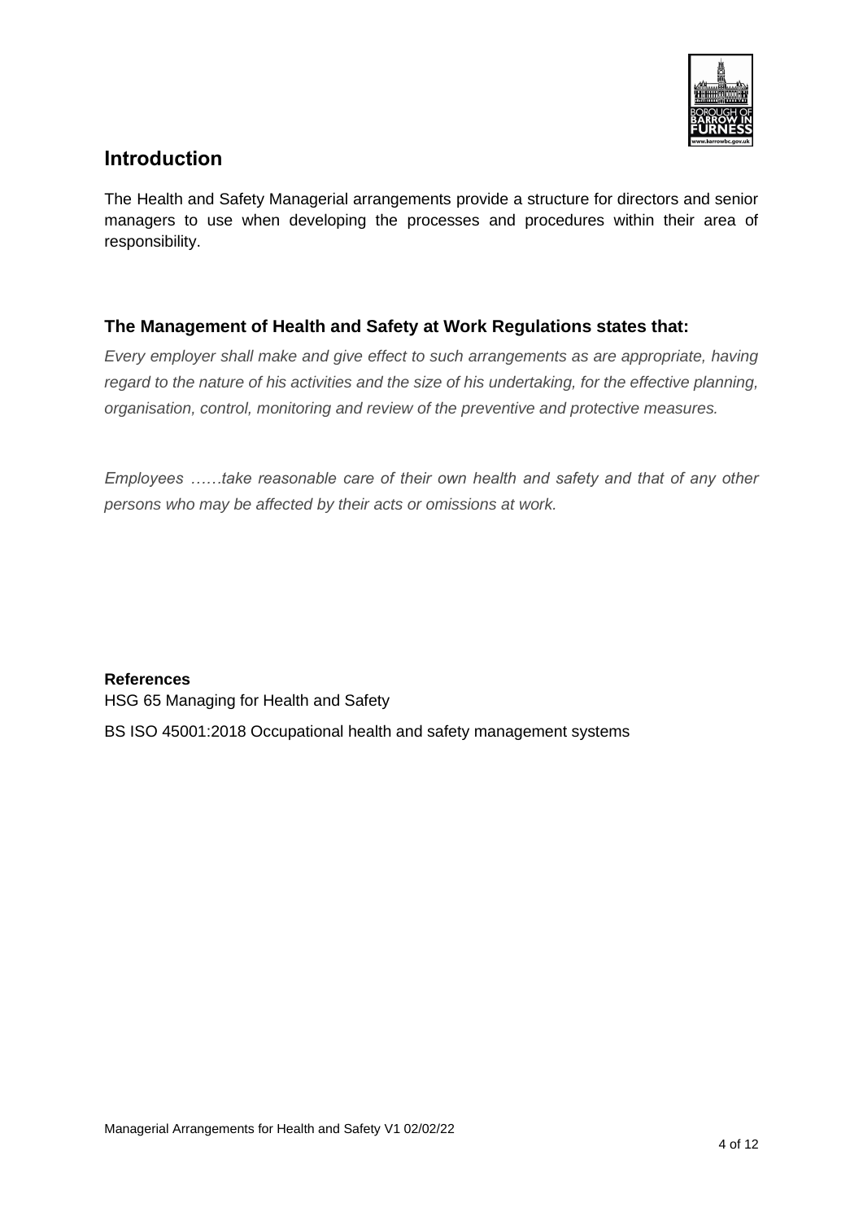## Introduction

The Health and Safety Managerial arrangements provide a structure for directors and senior managers to use when developing the processes and procedures within their area of responsibility.

### The Management of Health and Safety at Work Regulations states that:

*Every employer shall make and give effect to such arrangements as are appropriate, having regard to the nature of his activities and the size of his undertaking, for the effective planning, organisation, control, monitoring and review of the preventive and protective measures.*

*Employees ……take reasonable care of their own health and safety and that of any other persons who may be affected by their acts or omissions at work.*

**References**

HSG 65 Managing for Health and Safety

BS ISO 45001:2018 Occupational health and safety management systems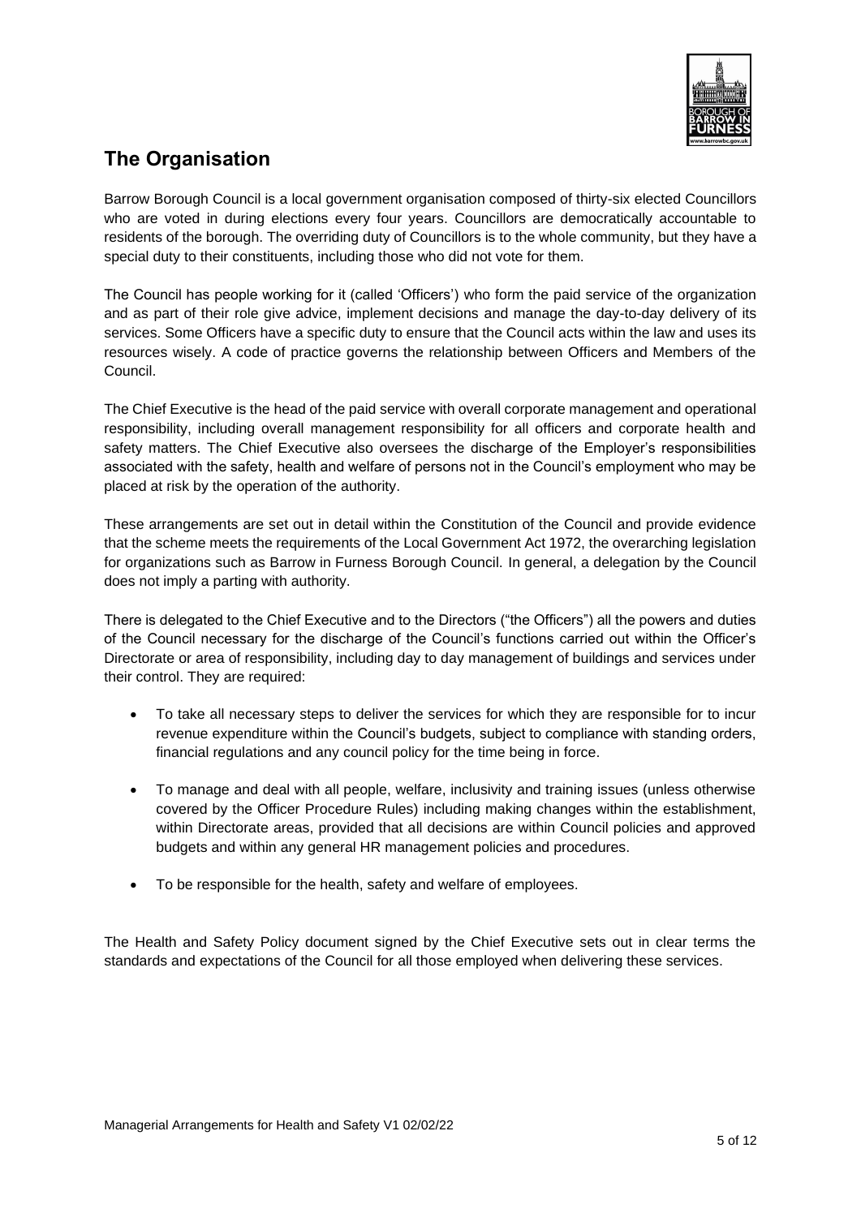## The Organisation

Barrow Borough Council is a local government organisation composed of thirty-six elected Councillors who are voted in during elections every four years. Councillors are democratically accountable to residents of the borough. The overriding duty of Councillors is to the whole community, but they have a special duty to their constituents, including those who did not vote for them.

The Council has people working for it (called 'Officers') who form the paid service of the organization and as part of their role give advice, implement decisions and manage the day-to-day delivery of its services. Some Officers have a specific duty to ensure that the Council acts within the law and uses its resources wisely. A code of practice governs the relationship between Officers and Members of the Council.

The Chief Executive is the head of the paid service with overall corporate management and operational responsibility, including overall management responsibility for all officers and corporate health and safety matters. The Chief Executive also oversees the discharge of the Employer's responsibilities associated with the safety, health and welfare of persons not in the Council's employment who may be placed at risk by the operation of the authority.

These arrangements are set out in detail within the Constitution of the Council and provide evidence that the scheme meets the requirements of the Local Government Act 1972, the overarching legislation for organizations such as Barrow in Furness Borough Council. In general, a delegation by the Council does not imply a parting with authority.

There is delegated to the Chief Executive and to the Directors ("the Officers") all the powers and duties of the Council necessary for the discharge of the Council's functions carried out within the Officer's Directorate or area of responsibility, including day to day management of buildings and services under their control. They are required:

- To take all necessary steps to deliver the services for which they are responsible for to incur revenue expenditure within the Council's budgets, subject to compliance with standing orders, financial regulations and any council policy for the time being in force.
- To manage and deal with all people, welfare, inclusivity and training issues (unless otherwise covered by the Officer Procedure Rules) including making changes within the establishment, within Directorate areas, provided that all decisions are within Council policies and approved budgets and within any general HR management policies and procedures.
- To be responsible for the health, safety and welfare of employees.

The Health and Safety Policy document signed by the Chief Executive sets out in clear terms the standards and expectations of the Council for all those employed when delivering these services.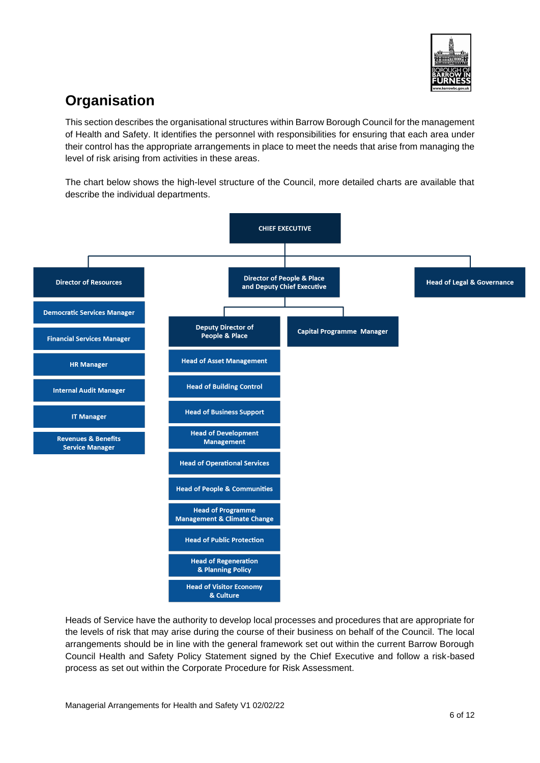## Organisation

This section describes the organisational structures within Barrow Borough Council for the management of Health and Safety. It identifies the personnel with responsibilities for ensuring that each area under their control has the appropriate arrangements in place to meet the needs that arise from managing the level of risk arising from activities in these areas.

The chart below shows the high-level structure of the Council, more detailed charts are available that describe the individual departments.

- **CHIEF EXECUTIVE**
  - **Director of Resources**
    - Democratic Services Manager
    - Financial Services Manager
    - HR Manager
    - Internal Audit Manager
    - IT Manager
    - Revenues & Benefits Service Manager
  - **Director of People & Place and Deputy Chief Executive**
    - **Deputy Director of People & Place**
      - Head of Asset Management
      - Head of Building Control
      - Head of Business Support
      - Head of Development Management
      - Head of Operational Services
      - Head of People & Communities
      - Head of Programme Management & Climate Change
      - Head of Public Protection
      - Head of Regeneration & Planning Policy
      - Head of Visitor Economy & Culture
    - **Capital Programme Manager**
  - **Head of Legal & Governance**

Heads of Service have the authority to develop local processes and procedures that are appropriate for the levels of risk that may arise during the course of their business on behalf of the Council. The local arrangements should be in line with the general framework set out within the current Barrow Borough Council Health and Safety Policy Statement signed by the Chief Executive and follow a risk-based process as set out within the Corporate Procedure for Risk Assessment.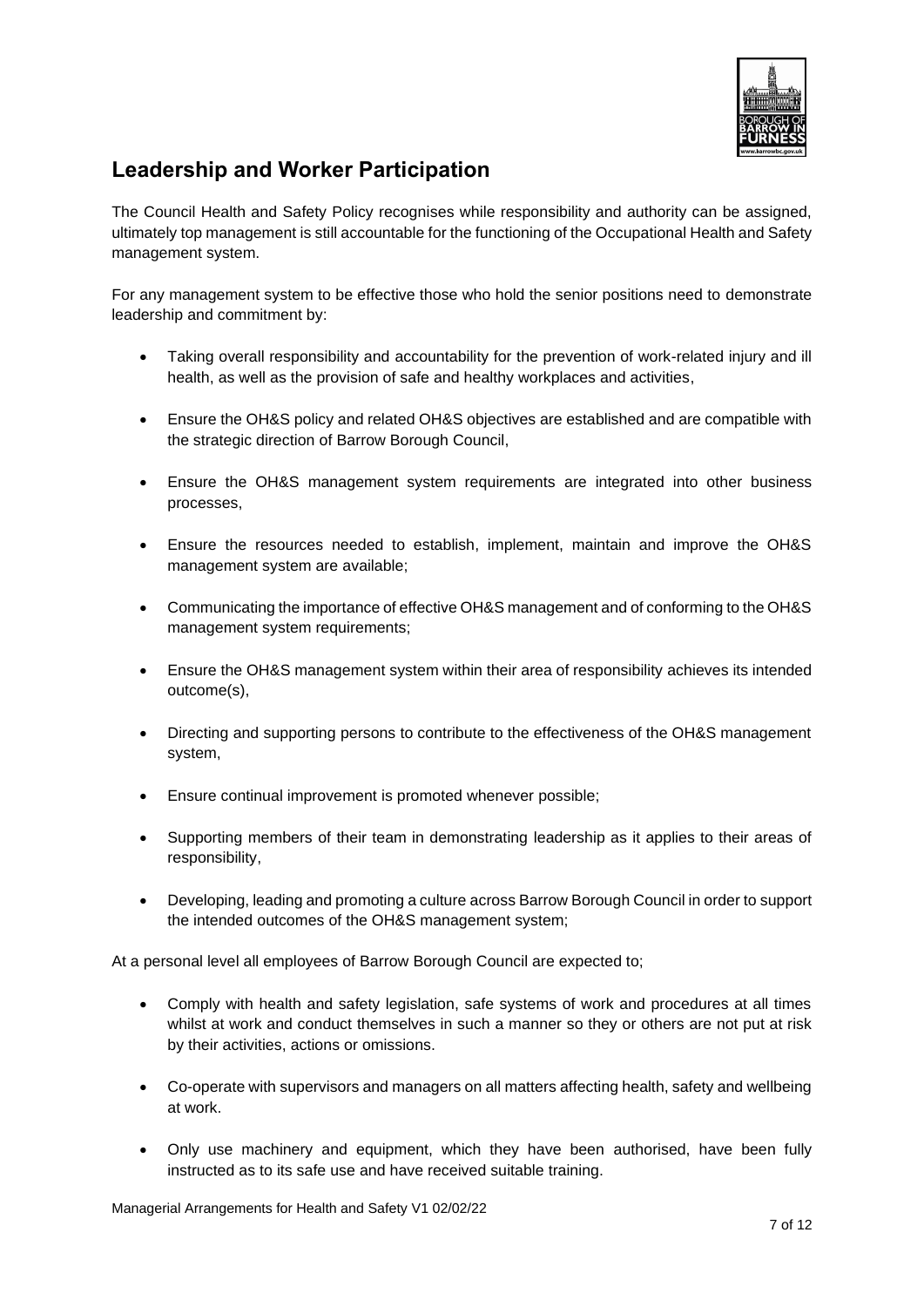## Leadership and Worker Participation

The Council Health and Safety Policy recognises while responsibility and authority can be assigned, ultimately top management is still accountable for the functioning of the Occupational Health and Safety management system.

For any management system to be effective those who hold the senior positions need to demonstrate leadership and commitment by:

- Taking overall responsibility and accountability for the prevention of work-related injury and ill health, as well as the provision of safe and healthy workplaces and activities,
- Ensure the OH&S policy and related OH&S objectives are established and are compatible with the strategic direction of Barrow Borough Council,
- Ensure the OH&S management system requirements are integrated into other business processes,
- Ensure the resources needed to establish, implement, maintain and improve the OH&S management system are available;
- Communicating the importance of effective OH&S management and of conforming to the OH&S management system requirements;
- Ensure the OH&S management system within their area of responsibility achieves its intended outcome(s),
- Directing and supporting persons to contribute to the effectiveness of the OH&S management system,
- Ensure continual improvement is promoted whenever possible;
- Supporting members of their team in demonstrating leadership as it applies to their areas of responsibility,
- Developing, leading and promoting a culture across Barrow Borough Council in order to support the intended outcomes of the OH&S management system;

At a personal level all employees of Barrow Borough Council are expected to;

- Comply with health and safety legislation, safe systems of work and procedures at all times whilst at work and conduct themselves in such a manner so they or others are not put at risk by their activities, actions or omissions.
- Co-operate with supervisors and managers on all matters affecting health, safety and wellbeing at work.
- Only use machinery and equipment, which they have been authorised, have been fully instructed as to its safe use and have received suitable training.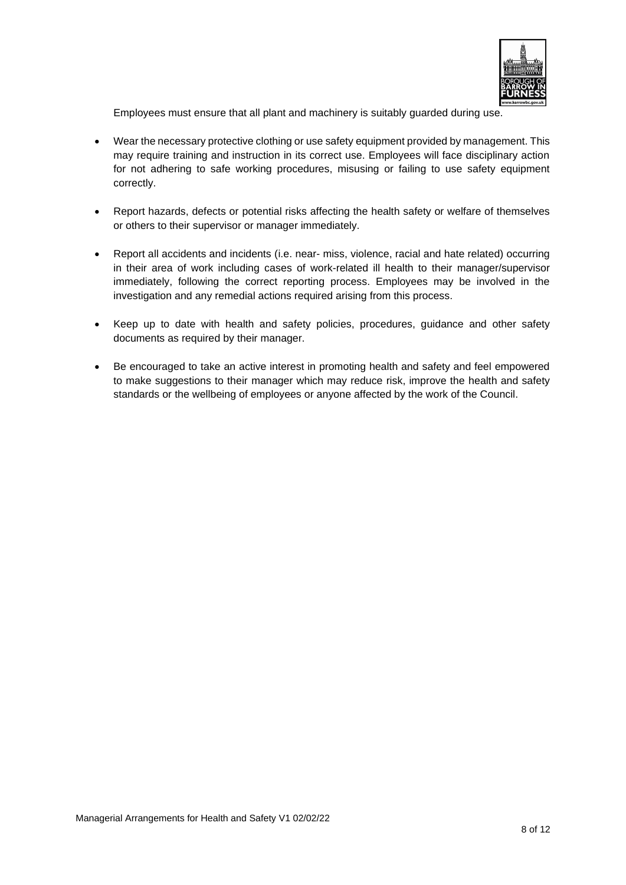Employees must ensure that all plant and machinery is suitably guarded during use.

- Wear the necessary protective clothing or use safety equipment provided by management. This may require training and instruction in its correct use. Employees will face disciplinary action for not adhering to safe working procedures, misusing or failing to use safety equipment correctly.

- Report hazards, defects or potential risks affecting the health safety or welfare of themselves or others to their supervisor or manager immediately.

- Report all accidents and incidents (i.e. near- miss, violence, racial and hate related) occurring in their area of work including cases of work-related ill health to their manager/supervisor immediately, following the correct reporting process. Employees may be involved in the investigation and any remedial actions required arising from this process.

- Keep up to date with health and safety policies, procedures, guidance and other safety documents as required by their manager.

- Be encouraged to take an active interest in promoting health and safety and feel empowered to make suggestions to their manager which may reduce risk, improve the health and safety standards or the wellbeing of employees or anyone affected by the work of the Council.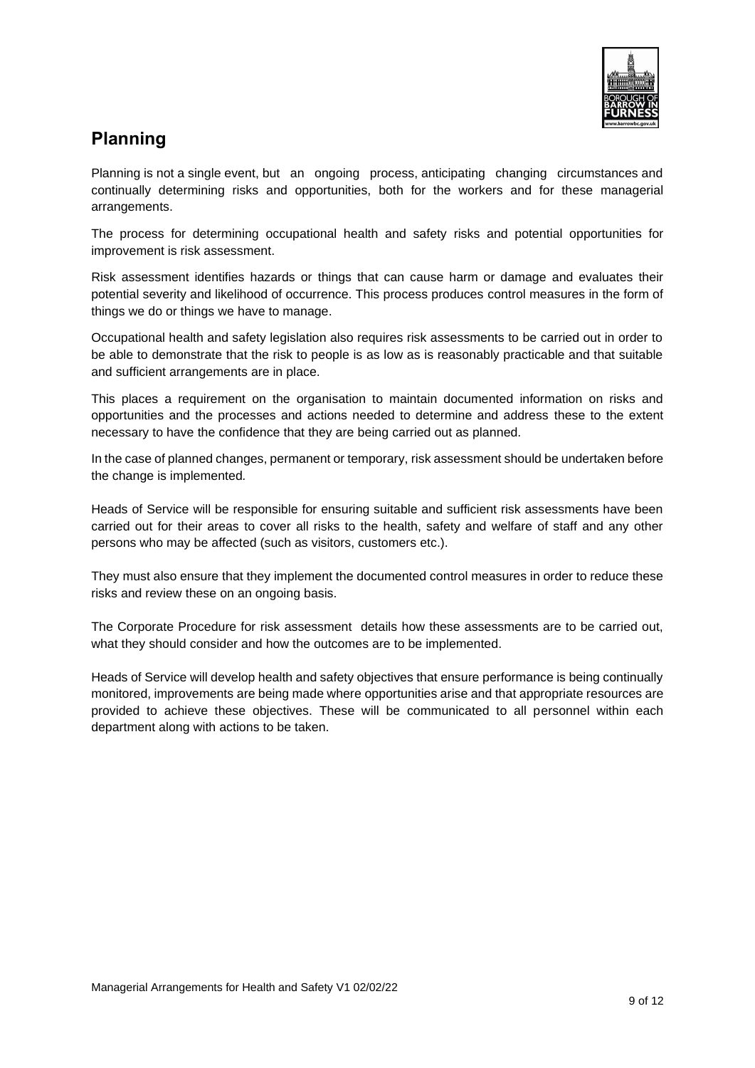## Planning

Planning is not a single event, but an ongoing process, anticipating changing circumstances and continually determining risks and opportunities, both for the workers and for these managerial arrangements.

The process for determining occupational health and safety risks and potential opportunities for improvement is risk assessment.

Risk assessment identifies hazards or things that can cause harm or damage and evaluates their potential severity and likelihood of occurrence. This process produces control measures in the form of things we do or things we have to manage.

Occupational health and safety legislation also requires risk assessments to be carried out in order to be able to demonstrate that the risk to people is as low as is reasonably practicable and that suitable and sufficient arrangements are in place.

This places a requirement on the organisation to maintain documented information on risks and opportunities and the processes and actions needed to determine and address these to the extent necessary to have the confidence that they are being carried out as planned.

In the case of planned changes, permanent or temporary, risk assessment should be undertaken before the change is implemented.

Heads of Service will be responsible for ensuring suitable and sufficient risk assessments have been carried out for their areas to cover all risks to the health, safety and welfare of staff and any other persons who may be affected (such as visitors, customers etc.).

They must also ensure that they implement the documented control measures in order to reduce these risks and review these on an ongoing basis.

The Corporate Procedure for risk assessment details how these assessments are to be carried out, what they should consider and how the outcomes are to be implemented.

Heads of Service will develop health and safety objectives that ensure performance is being continually monitored, improvements are being made where opportunities arise and that appropriate resources are provided to achieve these objectives. These will be communicated to all personnel within each department along with actions to be taken.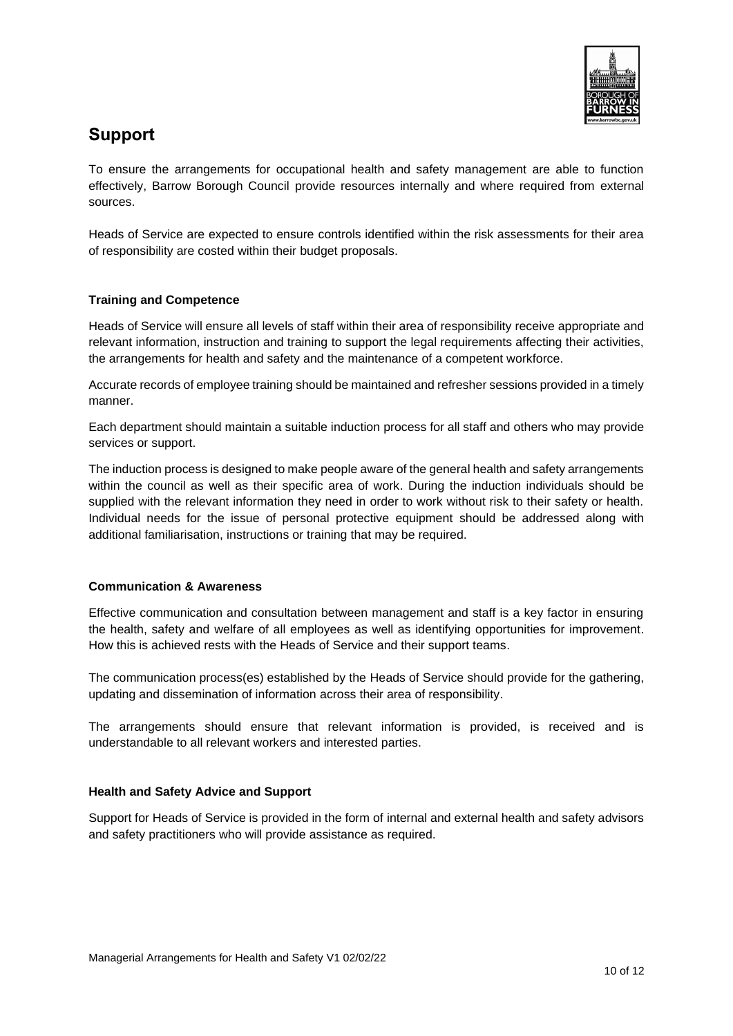## Support

To ensure the arrangements for occupational health and safety management are able to function effectively, Barrow Borough Council provide resources internally and where required from external sources.

Heads of Service are expected to ensure controls identified within the risk assessments for their area of responsibility are costed within their budget proposals.

### Training and Competence

Heads of Service will ensure all levels of staff within their area of responsibility receive appropriate and relevant information, instruction and training to support the legal requirements affecting their activities, the arrangements for health and safety and the maintenance of a competent workforce.

Accurate records of employee training should be maintained and refresher sessions provided in a timely manner.

Each department should maintain a suitable induction process for all staff and others who may provide services or support.

The induction process is designed to make people aware of the general health and safety arrangements within the council as well as their specific area of work. During the induction individuals should be supplied with the relevant information they need in order to work without risk to their safety or health. Individual needs for the issue of personal protective equipment should be addressed along with additional familiarisation, instructions or training that may be required.

### Communication & Awareness

Effective communication and consultation between management and staff is a key factor in ensuring the health, safety and welfare of all employees as well as identifying opportunities for improvement. How this is achieved rests with the Heads of Service and their support teams.

The communication process(es) established by the Heads of Service should provide for the gathering, updating and dissemination of information across their area of responsibility.

The arrangements should ensure that relevant information is provided, is received and is understandable to all relevant workers and interested parties.

### Health and Safety Advice and Support

Support for Heads of Service is provided in the form of internal and external health and safety advisors and safety practitioners who will provide assistance as required.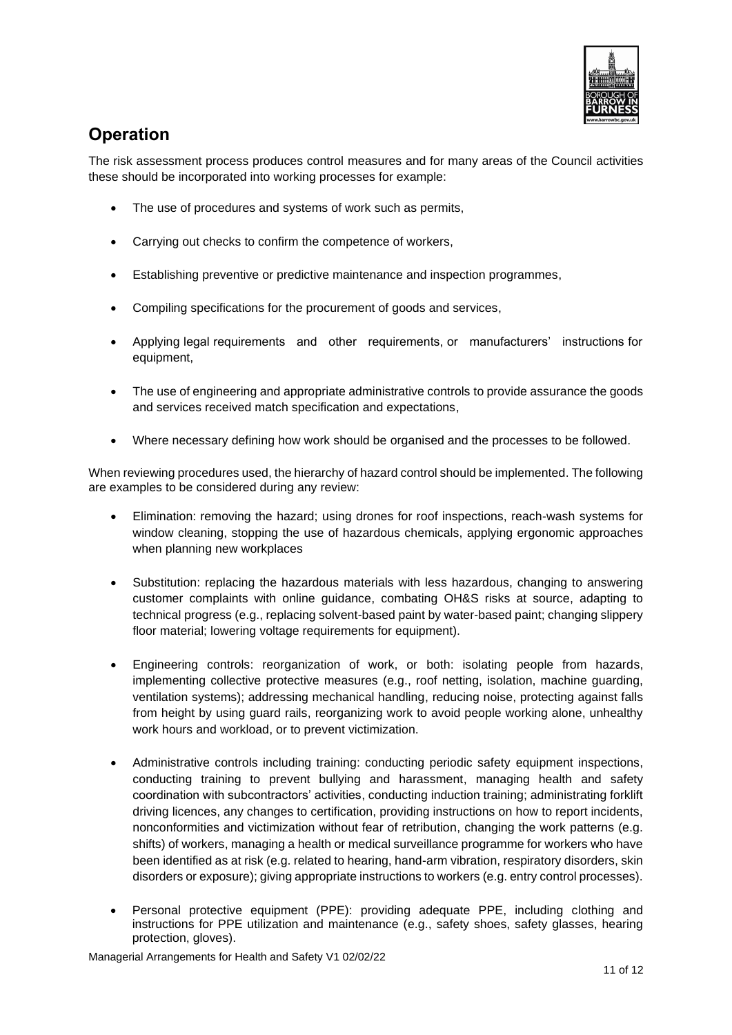## Operation

The risk assessment process produces control measures and for many areas of the Council activities these should be incorporated into working processes for example:

- The use of procedures and systems of work such as permits,
- Carrying out checks to confirm the competence of workers,
- Establishing preventive or predictive maintenance and inspection programmes,
- Compiling specifications for the procurement of goods and services,
- Applying legal requirements and other requirements, or manufacturers' instructions for equipment,
- The use of engineering and appropriate administrative controls to provide assurance the goods and services received match specification and expectations,
- Where necessary defining how work should be organised and the processes to be followed.

When reviewing procedures used, the hierarchy of hazard control should be implemented. The following are examples to be considered during any review:

- Elimination: removing the hazard; using drones for roof inspections, reach-wash systems for window cleaning, stopping the use of hazardous chemicals, applying ergonomic approaches when planning new workplaces
- Substitution: replacing the hazardous materials with less hazardous, changing to answering customer complaints with online guidance, combating OH&S risks at source, adapting to technical progress (e.g., replacing solvent-based paint by water-based paint; changing slippery floor material; lowering voltage requirements for equipment).
- Engineering controls: reorganization of work, or both: isolating people from hazards, implementing collective protective measures (e.g., roof netting, isolation, machine guarding, ventilation systems); addressing mechanical handling, reducing noise, protecting against falls from height by using guard rails, reorganizing work to avoid people working alone, unhealthy work hours and workload, or to prevent victimization.
- Administrative controls including training: conducting periodic safety equipment inspections, conducting training to prevent bullying and harassment, managing health and safety coordination with subcontractors' activities, conducting induction training; administrating forklift driving licences, any changes to certification, providing instructions on how to report incidents, nonconformities and victimization without fear of retribution, changing the work patterns (e.g. shifts) of workers, managing a health or medical surveillance programme for workers who have been identified as at risk (e.g. related to hearing, hand-arm vibration, respiratory disorders, skin disorders or exposure); giving appropriate instructions to workers (e.g. entry control processes).
- Personal protective equipment (PPE): providing adequate PPE, including clothing and instructions for PPE utilization and maintenance (e.g., safety shoes, safety glasses, hearing protection, gloves).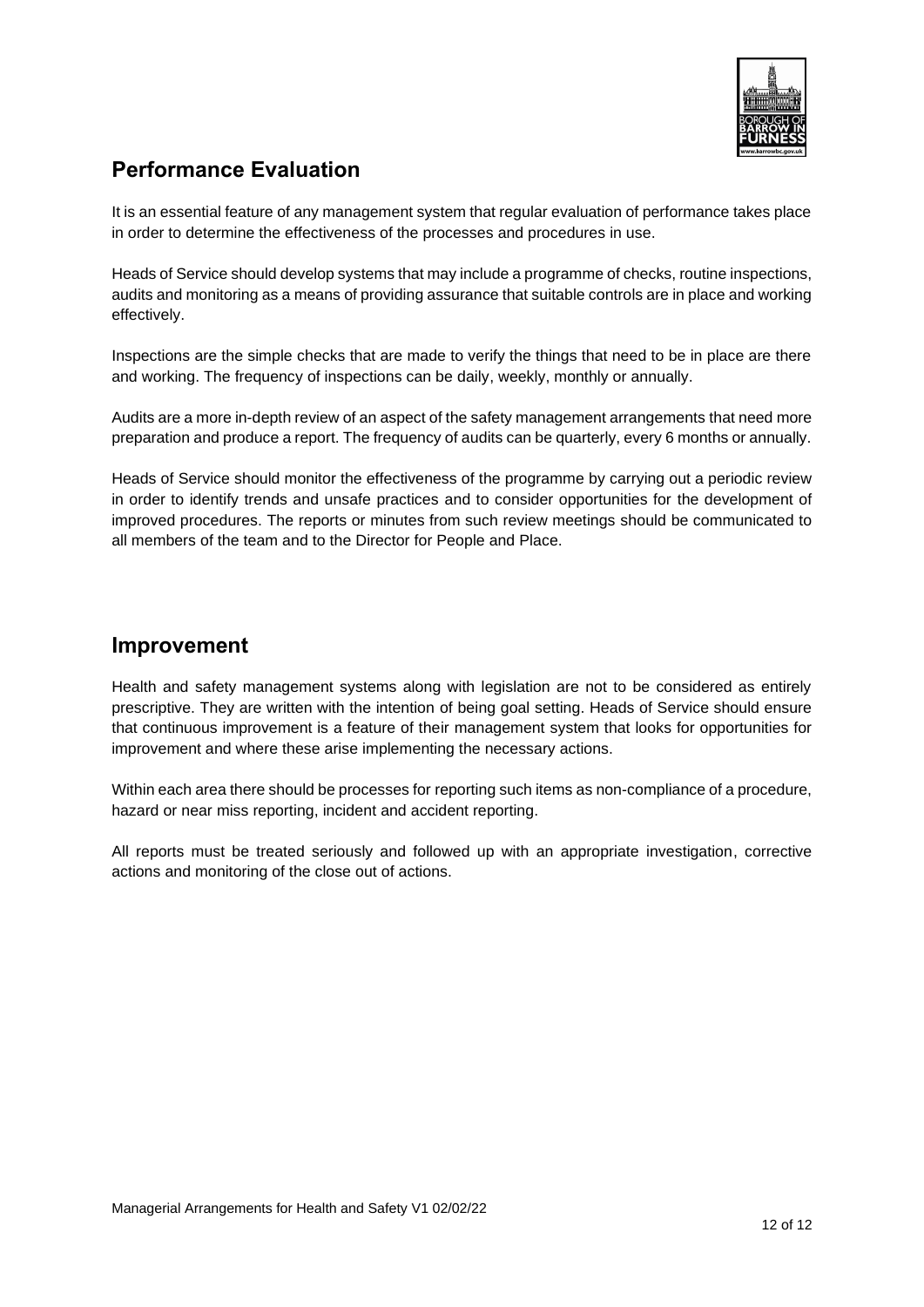## Performance Evaluation

It is an essential feature of any management system that regular evaluation of performance takes place in order to determine the effectiveness of the processes and procedures in use.

Heads of Service should develop systems that may include a programme of checks, routine inspections, audits and monitoring as a means of providing assurance that suitable controls are in place and working effectively.

Inspections are the simple checks that are made to verify the things that need to be in place are there and working. The frequency of inspections can be daily, weekly, monthly or annually.

Audits are a more in-depth review of an aspect of the safety management arrangements that need more preparation and produce a report. The frequency of audits can be quarterly, every 6 months or annually.

Heads of Service should monitor the effectiveness of the programme by carrying out a periodic review in order to identify trends and unsafe practices and to consider opportunities for the development of improved procedures. The reports or minutes from such review meetings should be communicated to all members of the team and to the Director for People and Place.

## Improvement

Health and safety management systems along with legislation are not to be considered as entirely prescriptive. They are written with the intention of being goal setting. Heads of Service should ensure that continuous improvement is a feature of their management system that looks for opportunities for improvement and where these arise implementing the necessary actions.

Within each area there should be processes for reporting such items as non-compliance of a procedure, hazard or near miss reporting, incident and accident reporting.

All reports must be treated seriously and followed up with an appropriate investigation, corrective actions and monitoring of the close out of actions.